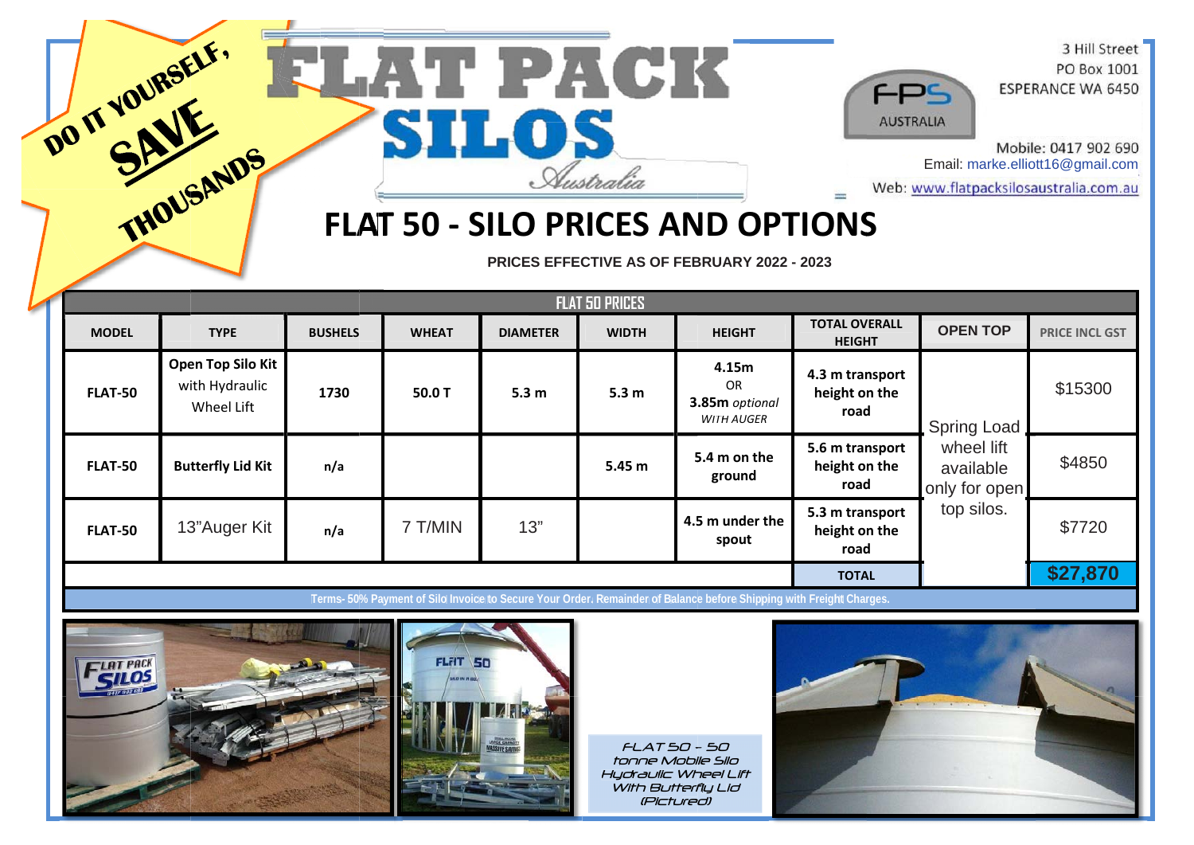DO IT YOURSELF, **SAVE** THOUSANDS

# FLAT PACK SILOS Australia

FPS AUSTRALIA

3 Hill Street
PO Box 1001
ESPERANCE WA 6450

Mobile: 0417 902 690
Email: marke.elliott16@gmail.com
Web: www.flatpacksilosaustralia.com.au

# FLAT 50 - SILO PRICES AND OPTIONS

**PRICES EFFECTIVE AS OF FEBRUARY 2022 - 2023**

| FLAT 50 PRICES | | | | | | | | | |
|---|---|---|---|---|---|---|---|---|---|
| **MODEL** | **TYPE** | **BUSHELS** | **WHEAT** | **DIAMETER** | **WIDTH** | **HEIGHT** | **TOTAL OVERALL HEIGHT** | **OPEN TOP** | **PRICE INCL GST** |
| **FLAT-50** | **Open Top Silo Kit** with Hydraulic Wheel Lift | **1730** | **50.0 T** | **5.3 m** | **5.3 m** | **4.15m** OR **3.85m** *optional WITH AUGER* | **4.3 m transport height on the road** | Spring Load wheel lift available only for open top silos. | $15300 |
| **FLAT-50** | **Butterfly Lid Kit** | **n/a** | | | **5.45 m** | **5.4 m on the ground** | **5.6 m transport height on the road** | | $4850 |
| **FLAT-50** | 13"Auger Kit | **n/a** | 7 T/MIN | 13" | | **4.5 m under the spout** | **5.3 m transport height on the road** | | $7720 |
| | | | | | | | **TOTAL** | | **$27,870** |

**Terms- 50% Payment of Silo Invoice to Secure Your Order. Remainder of Balance before Shipping with Freight Charges.**

*FLAT 50 – 50 tonne Mobile Silo Hydraulic Wheel Lift With Butterfly Lid (Pictured)*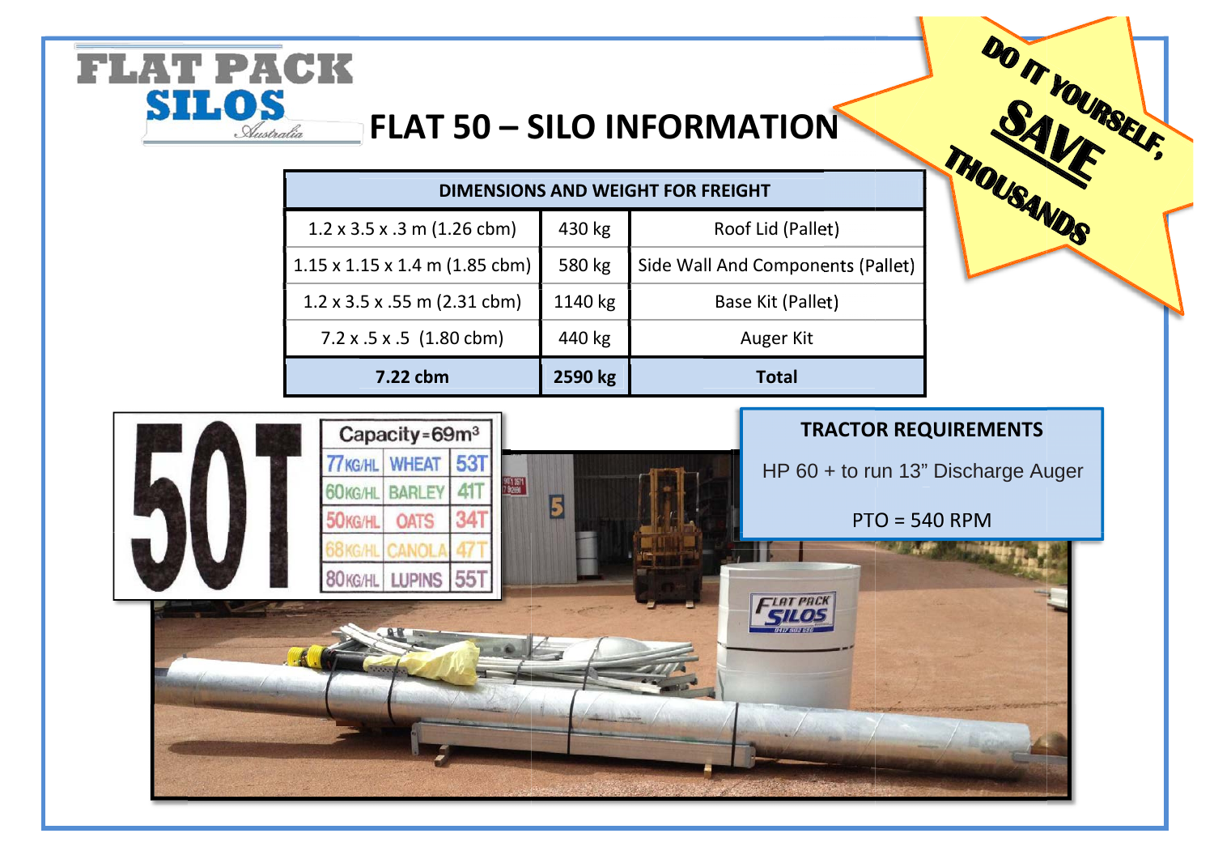# FLAT PACK SILOS Australia

## FLAT 50 – SILO INFORMATION

DO IT YOURSELF, SAVE THOUSANDS

| DIMENSIONS AND WEIGHT FOR FREIGHT | | |
|---|---|---|
| 1.2 x 3.5 x .3 m (1.26 cbm) | 430 kg | Roof Lid (Pallet) |
| 1.15 x 1.15 x 1.4 m (1.85 cbm) | 580 kg | Side Wall And Components (Pallet) |
| 1.2 x 3.5 x .55 m (2.31 cbm) | 1140 kg | Base Kit (Pallet) |
| 7.2 x .5 x .5 (1.80 cbm) | 440 kg | Auger Kit |
| **7.22 cbm** | **2590 kg** | **Total** |

**50T**

| Capacity=69m³ | | |
|---|---|---|
| 77KG/HL | WHEAT | 53T |
| 60KG/HL | BARLEY | 41T |
| 50KG/HL | OATS | 34T |
| 68KG/HL | CANOLA | 47T |
| 80KG/HL | LUPINS | 55T |

**TRACTOR REQUIREMENTS**

HP 60 + to run 13" Discharge Auger

PTO = 540 RPM